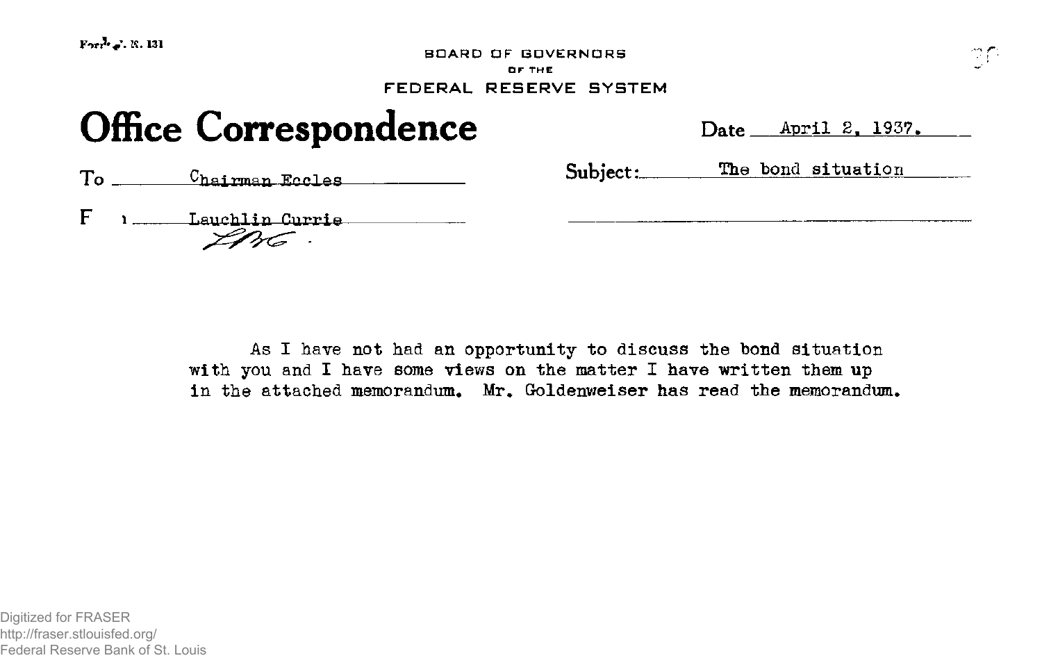Form F. R. 131

BOARD OF GOVERNORS
OF THE
FEDERAL RESERVE SYSTEM

# Office Correspondence

Date April 2, 1937.

To Chairman Eccles

From Lauchlin Currie

LBC.

Subject: The bond situation

As I have not had an opportunity to discuss the bond situation with you and I have some views on the matter I have written them up in the attached memorandum. Mr. Goldenweiser has read the memorandum.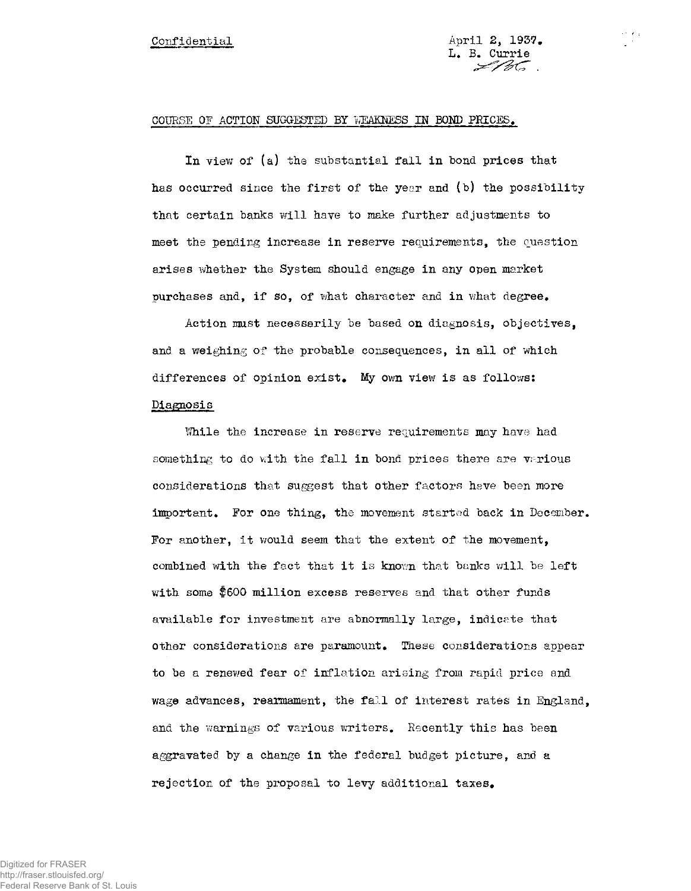Confidential

April 2, 1937.
L. B. Currie
LBC.

COURSE OF ACTION SUGGESTED BY WEAKNESS IN BOND PRICES.

In view of (a) the substantial fall in bond prices that has occurred since the first of the year and (b) the possibility that certain banks will have to make further adjustments to meet the pending increase in reserve requirements, the question arises whether the System should engage in any open market purchases and, if so, of what character and in what degree.

Action must necessarily be based on diagnosis, objectives, and a weighing of the probable consequences, in all of which differences of opinion exist. My own view is as follows:

## Diagnosis

While the increase in reserve requirements may have had something to do with the fall in bond prices there are various considerations that suggest that other factors have been more important. For one thing, the movement started back in December. For another, it would seem that the extent of the movement, combined with the fact that it is known that banks will be left with some $600 million excess reserves and that other funds available for investment are abnormally large, indicate that other considerations are paramount. These considerations appear to be a renewed fear of inflation arising from rapid price and wage advances, rearmament, the fall of interest rates in England, and the warnings of various writers. Recently this has been aggravated by a change in the federal budget picture, and a rejection of the proposal to levy additional taxes.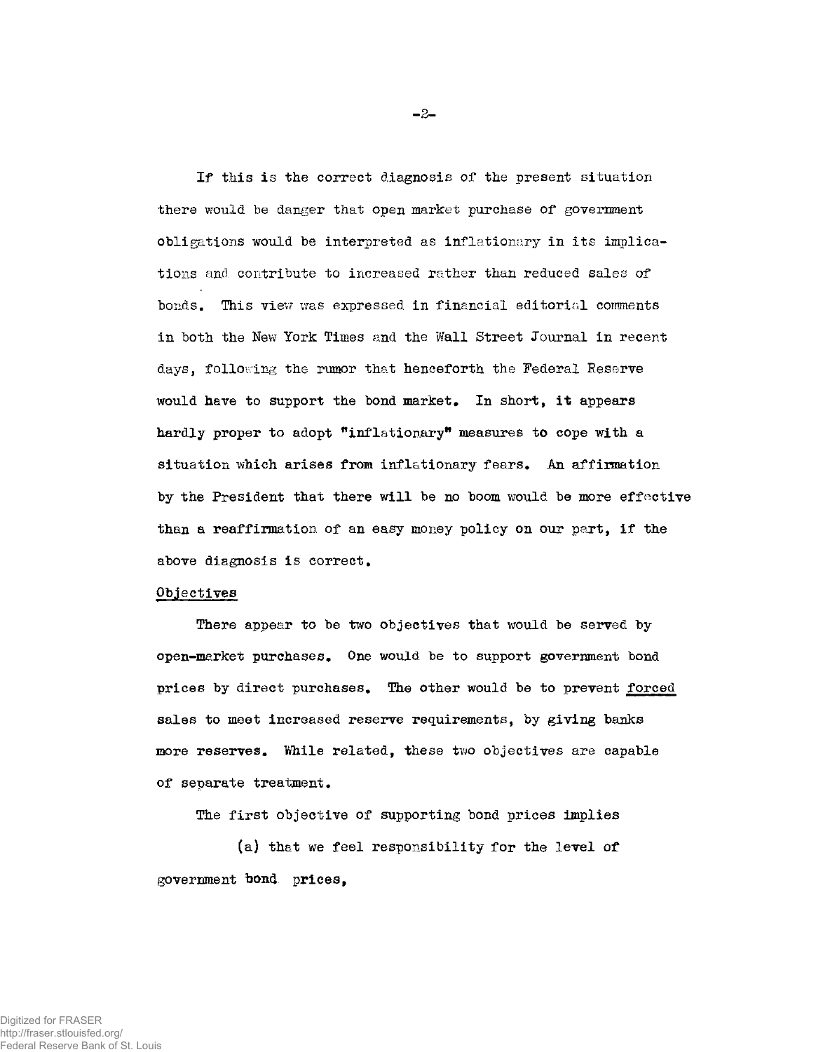If this is the correct diagnosis of the present situation there would be danger that open market purchase of government obligations would be interpreted as inflationary in its implications and contribute to increased rather than reduced sales of bonds. This view was expressed in financial editorial comments in both the New York Times and the Wall Street Journal in recent days, following the rumor that henceforth the Federal Reserve would have to support the bond market. In short, it appears hardly proper to adopt "inflationary" measures to cope with a situation which arises from inflationary fears. An affirmation by the President that there will be no boom would be more effective than a reaffirmation of an easy money policy on our part, if the above diagnosis is correct.

Objectives

There appear to be two objectives that would be served by open-market purchases. One would be to support government bond prices by direct purchases. The other would be to prevent forced sales to meet increased reserve requirements, by giving banks more reserves. While related, these two objectives are capable of separate treatment.

The first objective of supporting bond prices implies

(a) that we feel responsibility for the level of government bond prices,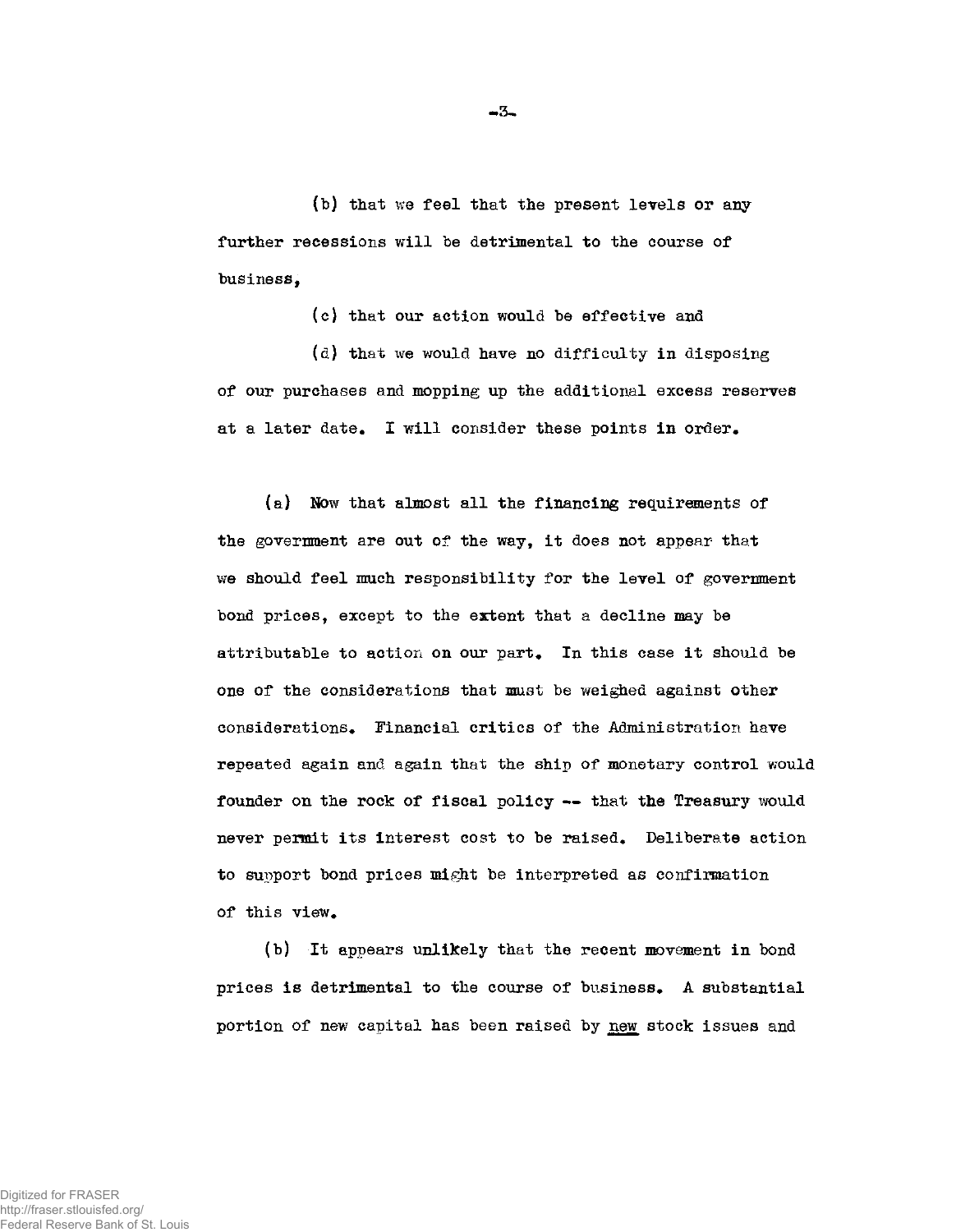(b) that we feel that the present levels or any further recessions will be detrimental to the course of business,

(c) that our action would be effective and

(d) that we would have no difficulty in disposing of our purchases and mopping up the additional excess reserves at a later date. I will consider these points in order.

(a) Now that almost all the financing requirements of the government are out of the way, it does not appear that we should feel much responsibility for the level of government bond prices, except to the extent that a decline may be attributable to action on our part. In this case it should be one of the considerations that must be weighed against other considerations. Financial critics of the Administration have repeated again and again that the ship of monetary control would founder on the rock of fiscal policy -- that the Treasury would never permit its interest cost to be raised. Deliberate action to support bond prices might be interpreted as confirmation of this view.

(b) It appears unlikely that the recent movement in bond prices is detrimental to the course of business. A substantial portion of new capital has been raised by <u>new</u> stock issues and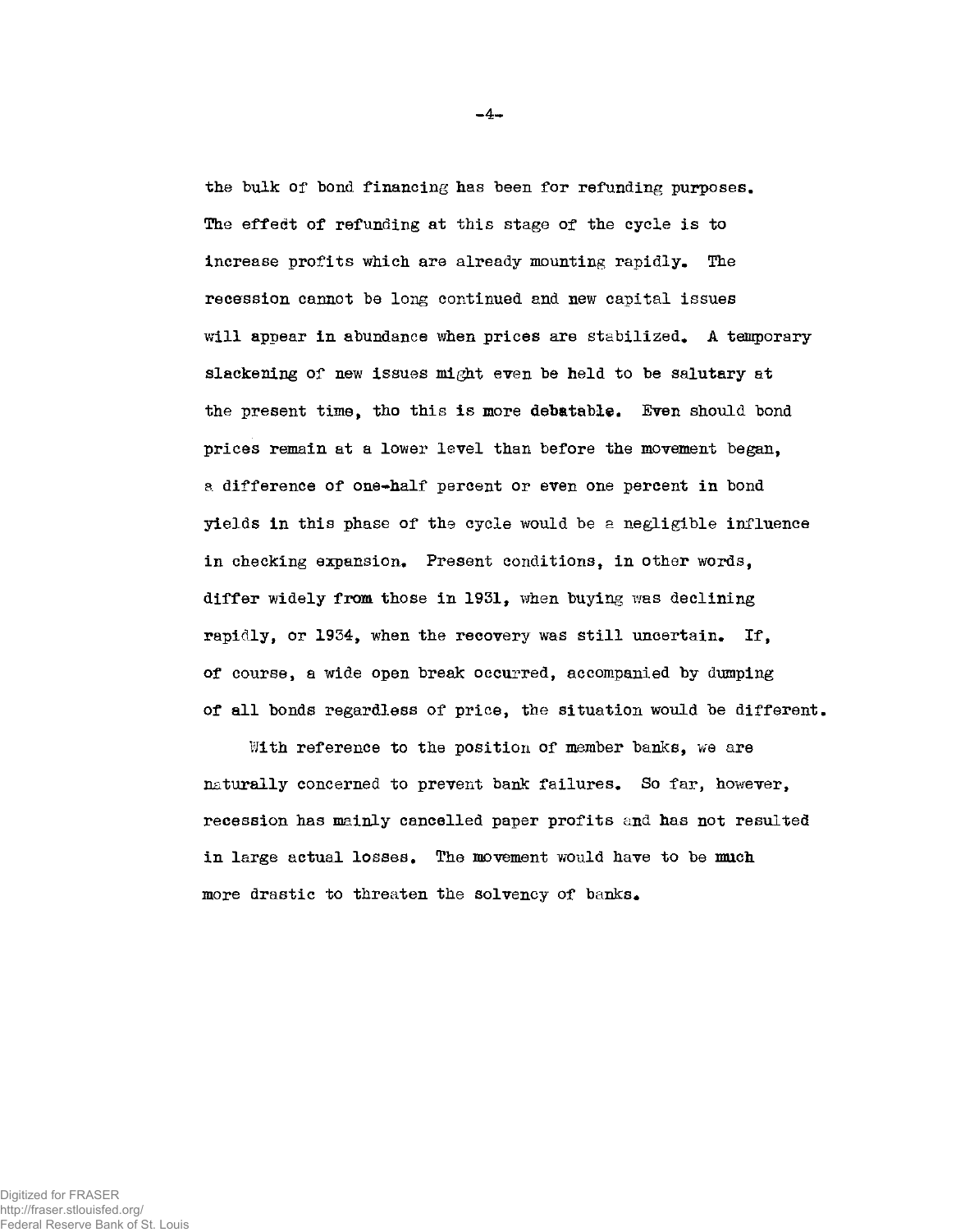the bulk of bond financing has been for refunding purposes. The effect of refunding at this stage of the cycle is to increase profits which are already mounting rapidly. The recession cannot be long continued and new capital issues will appear in abundance when prices are stabilized. A temporary slackening of new issues might even be held to be salutary at the present time, tho this is more debatable. Even should bond prices remain at a lower level than before the movement began, a difference of one-half percent or even one percent in bond yields in this phase of the cycle would be a negligible influence in checking expansion. Present conditions, in other words, differ widely from those in 1931, when buying was declining rapidly, or 1934, when the recovery was still uncertain. If, of course, a wide open break occurred, accompanied by dumping of all bonds regardless of price, the situation would be different.

With reference to the position of member banks, we are naturally concerned to prevent bank failures. So far, however, recession has mainly cancelled paper profits and has not resulted in large actual losses. The movement would have to be much more drastic to threaten the solvency of banks.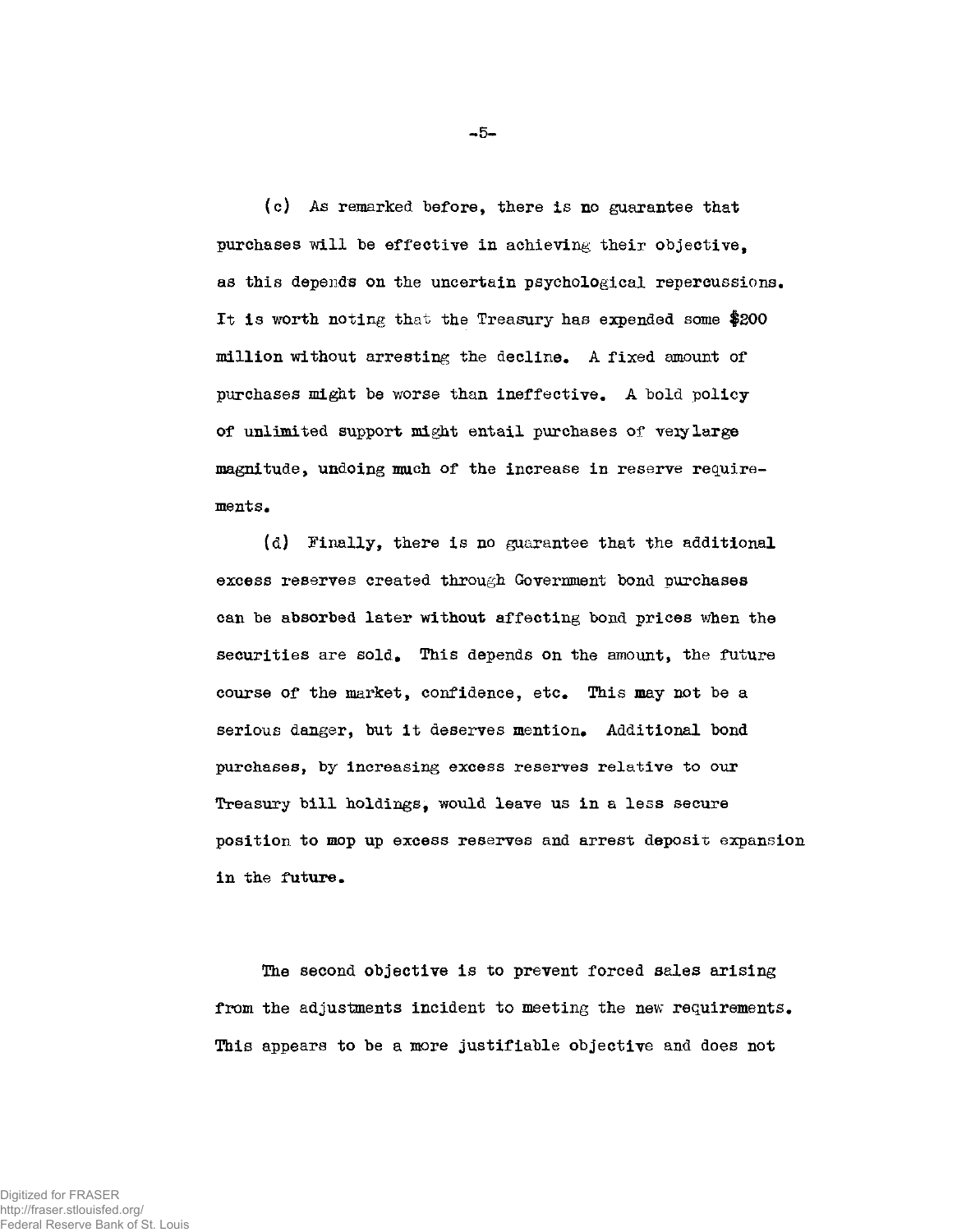(c) As remarked before, there is no guarantee that purchases will be effective in achieving their objective, as this depends on the uncertain psychological repercussions. It is worth noting that the Treasury has expended some $200 million without arresting the decline. A fixed amount of purchases might be worse than ineffective. A bold policy of unlimited support might entail purchases of very large magnitude, undoing much of the increase in reserve requirements.

(d) Finally, there is no guarantee that the additional excess reserves created through Government bond purchases can be absorbed later without affecting bond prices when the securities are sold. This depends on the amount, the future course of the market, confidence, etc. This may not be a serious danger, but it deserves mention. Additional bond purchases, by increasing excess reserves relative to our Treasury bill holdings, would leave us in a less secure position to mop up excess reserves and arrest deposit expansion in the future.

The second objective is to prevent forced sales arising from the adjustments incident to meeting the new requirements. This appears to be a more justifiable objective and does not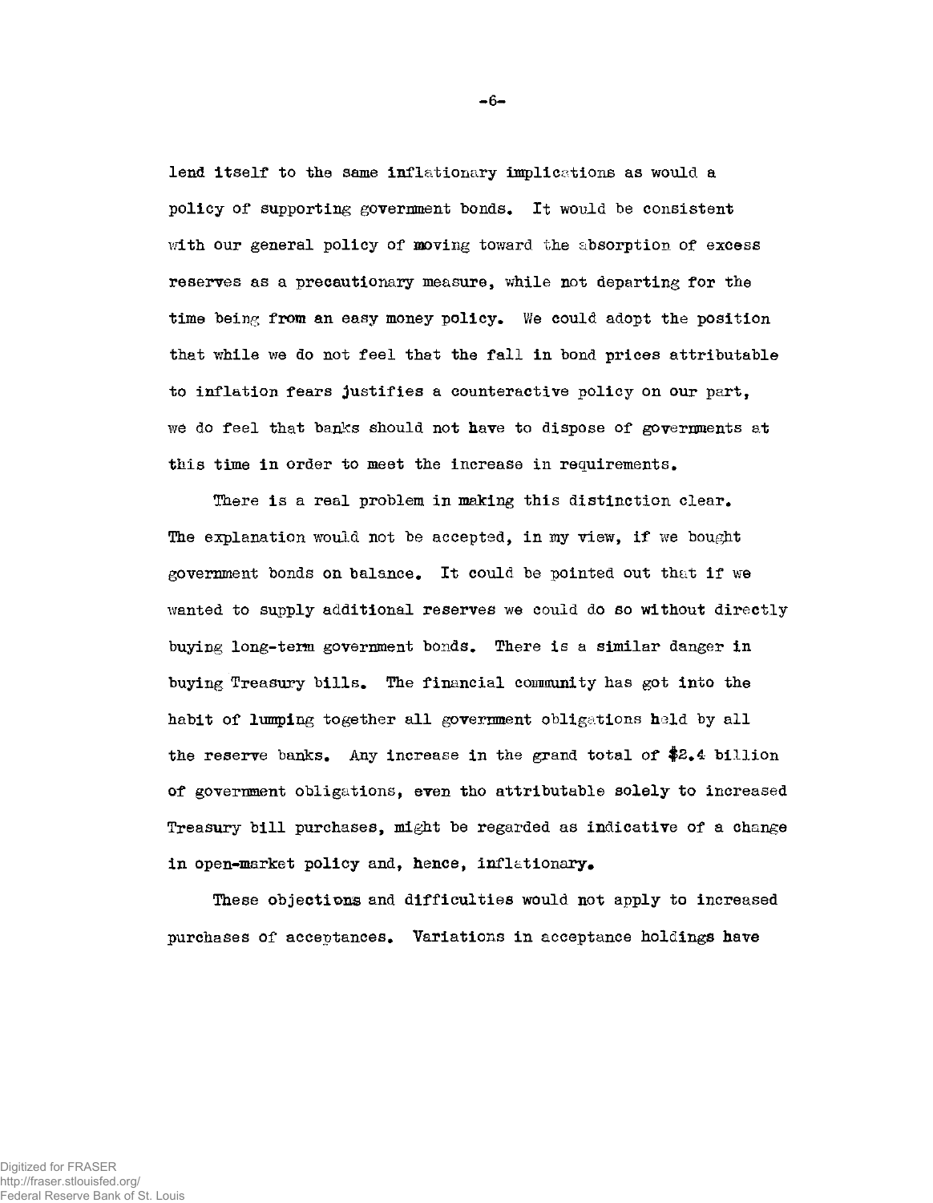lend itself to the same inflationary implications as would a policy of supporting government bonds. It would be consistent with our general policy of moving toward the absorption of excess reserves as a precautionary measure, while not departing for the time being from an easy money policy. We could adopt the position that while we do not feel that the fall in bond prices attributable to inflation fears justifies a counteractive policy on our part, we do feel that banks should not have to dispose of governments at this time in order to meet the increase in requirements.

There is a real problem in making this distinction clear. The explanation would not be accepted, in my view, if we bought government bonds on balance. It could be pointed out that if we wanted to supply additional reserves we could do so without directly buying long-term government bonds. There is a similar danger in buying Treasury bills. The financial community has got into the habit of lumping together all government obligations held by all the reserve banks. Any increase in the grand total of $2.4 billion of government obligations, even tho attributable solely to increased Treasury bill purchases, might be regarded as indicative of a change in open-market policy and, hence, inflationary.

These objections and difficulties would not apply to increased purchases of acceptances. Variations in acceptance holdings have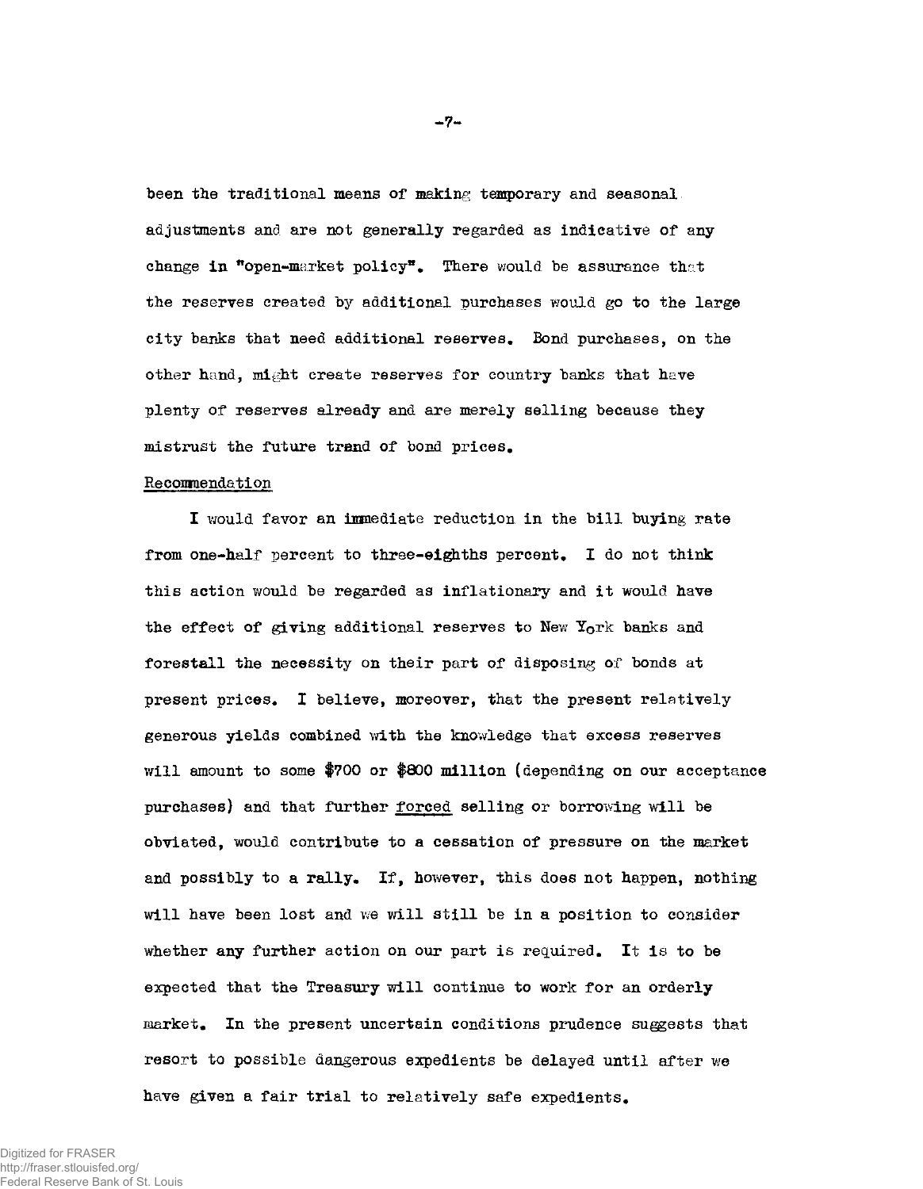been the traditional means of making temporary and seasonal adjustments and are not generally regarded as indicative of any change in "open-market policy". There would be assurance that the reserves created by additional purchases would go to the large city banks that need additional reserves. Bond purchases, on the other hand, might create reserves for country banks that have plenty of reserves already and are merely selling because they mistrust the future trend of bond prices.

Recommendation

I would favor an immediate reduction in the bill buying rate from one-half percent to three-eighths percent. I do not think this action would be regarded as inflationary and it would have the effect of giving additional reserves to New York banks and forestall the necessity on their part of disposing of bonds at present prices. I believe, moreover, that the present relatively generous yields combined with the knowledge that excess reserves will amount to some $700 or $800 million (depending on our acceptance purchases) and that further forced selling or borrowing will be obviated, would contribute to a cessation of pressure on the market and possibly to a rally. If, however, this does not happen, nothing will have been lost and we will still be in a position to consider whether any further action on our part is required. It is to be expected that the Treasury will continue to work for an orderly market. In the present uncertain conditions prudence suggests that resort to possible dangerous expedients be delayed until after we have given a fair trial to relatively safe expedients.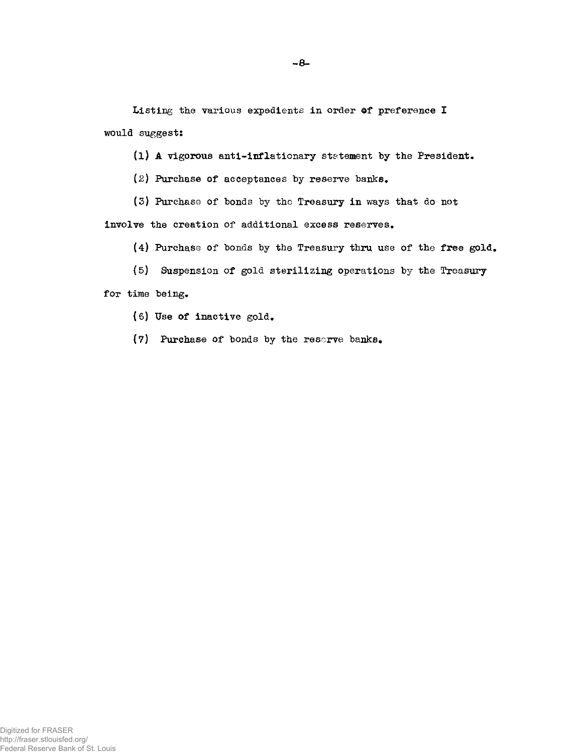Listing the various expedients in order of preference I would suggest:

(1) A vigorous anti-inflationary statement by the President.

(2) Purchase of acceptances by reserve banks.

(3) Purchase of bonds by the Treasury in ways that do not involve the creation of additional excess reserves.

(4) Purchase of bonds by the Treasury thru use of the free gold.

(5) Suspension of gold sterilizing operations by the Treasury for time being.

(6) Use of inactive gold.

(7) Purchase of bonds by the reserve banks.